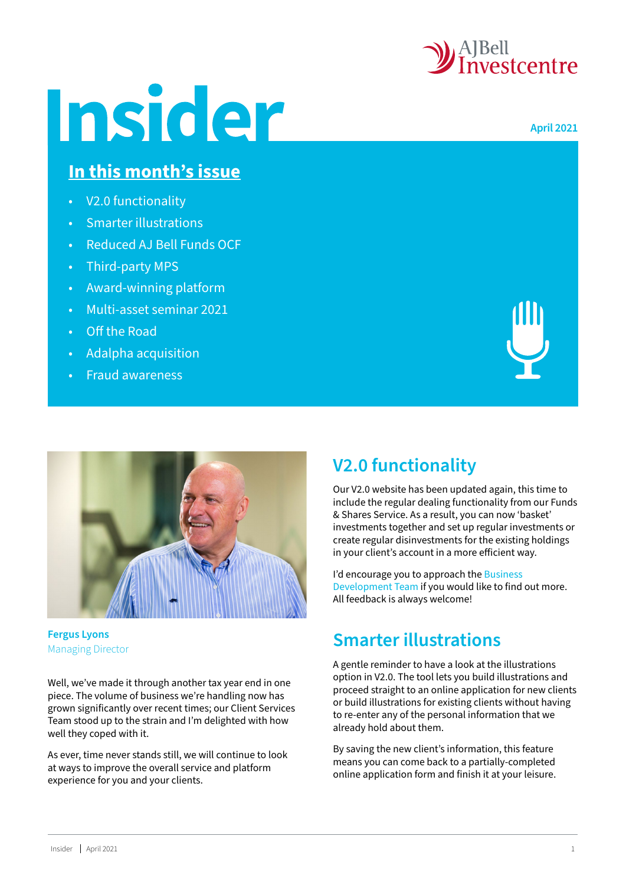AJBell Investcentre

# Insider

April 2021

## In this month's issue

- V2.0 functionality
- Smarter illustrations
- Reduced AJ Bell Funds OCF
- Third-party MPS
- Award-winning platform
- Multi-asset seminar 2021
- Off the Road
- Adalpha acquisition
- Fraud awareness

**Fergus Lyons**
Managing Director

Well, we've made it through another tax year end in one piece. The volume of business we're handling now has grown significantly over recent times; our Client Services Team stood up to the strain and I'm delighted with how well they coped with it.

As ever, time never stands still, we will continue to look at ways to improve the overall service and platform experience for you and your clients.

## V2.0 functionality

Our V2.0 website has been updated again, this time to include the regular dealing functionality from our Funds & Shares Service. As a result, you can now 'basket' investments together and set up regular investments or create regular disinvestments for the existing holdings in your client's account in a more efficient way.

I'd encourage you to approach the Business Development Team if you would like to find out more. All feedback is always welcome!

## Smarter illustrations

A gentle reminder to have a look at the illustrations option in V2.0. The tool lets you build illustrations and proceed straight to an online application for new clients or build illustrations for existing clients without having to re-enter any of the personal information that we already hold about them.

By saving the new client's information, this feature means you can come back to a partially-completed online application form and finish it at your leisure.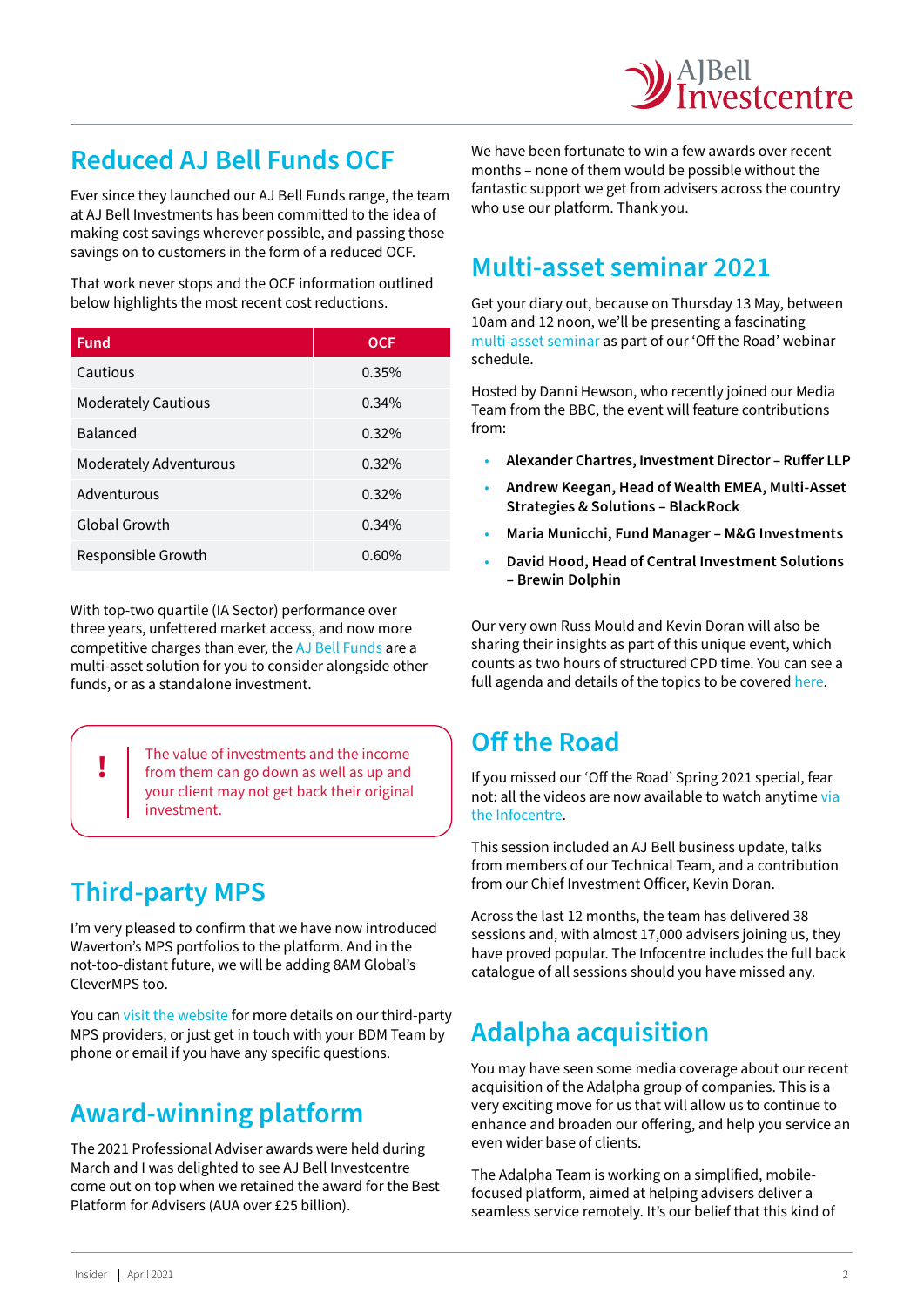## Reduced AJ Bell Funds OCF

Ever since they launched our AJ Bell Funds range, the team at AJ Bell Investments has been committed to the idea of making cost savings wherever possible, and passing those savings on to customers in the form of a reduced OCF.

That work never stops and the OCF information outlined below highlights the most recent cost reductions.

| Fund | OCF |
|---|---|
| Cautious | 0.35% |
| Moderately Cautious | 0.34% |
| Balanced | 0.32% |
| Moderately Adventurous | 0.32% |
| Adventurous | 0.32% |
| Global Growth | 0.34% |
| Responsible Growth | 0.60% |

With top-two quartile (IA Sector) performance over three years, unfettered market access, and now more competitive charges than ever, the AJ Bell Funds are a multi-asset solution for you to consider alongside other funds, or as a standalone investment.

> **!** The value of investments and the income from them can go down as well as up and your client may not get back their original investment.

## Third-party MPS

I'm very pleased to confirm that we have now introduced Waverton's MPS portfolios to the platform. And in the not-too-distant future, we will be adding 8AM Global's CleverMPS too.

You can visit the website for more details on our third-party MPS providers, or just get in touch with your BDM Team by phone or email if you have any specific questions.

## Award-winning platform

The 2021 Professional Adviser awards were held during March and I was delighted to see AJ Bell Investcentre come out on top when we retained the award for the Best Platform for Advisers (AUA over £25 billion).

We have been fortunate to win a few awards over recent months – none of them would be possible without the fantastic support we get from advisers across the country who use our platform. Thank you.

## Multi-asset seminar 2021

Get your diary out, because on Thursday 13 May, between 10am and 12 noon, we'll be presenting a fascinating multi-asset seminar as part of our 'Off the Road' webinar schedule.

Hosted by Danni Hewson, who recently joined our Media Team from the BBC, the event will feature contributions from:

- **Alexander Chartres, Investment Director – Ruffer LLP**
- **Andrew Keegan, Head of Wealth EMEA, Multi-Asset Strategies & Solutions – BlackRock**
- **Maria Municchi, Fund Manager – M&G Investments**
- **David Hood, Head of Central Investment Solutions – Brewin Dolphin**

Our very own Russ Mould and Kevin Doran will also be sharing their insights as part of this unique event, which counts as two hours of structured CPD time. You can see a full agenda and details of the topics to be covered here.

## Off the Road

If you missed our 'Off the Road' Spring 2021 special, fear not: all the videos are now available to watch anytime via the Infocentre.

This session included an AJ Bell business update, talks from members of our Technical Team, and a contribution from our Chief Investment Officer, Kevin Doran.

Across the last 12 months, the team has delivered 38 sessions and, with almost 17,000 advisers joining us, they have proved popular. The Infocentre includes the full back catalogue of all sessions should you have missed any.

## Adalpha acquisition

You may have seen some media coverage about our recent acquisition of the Adalpha group of companies. This is a very exciting move for us that will allow us to continue to enhance and broaden our offering, and help you service an even wider base of clients.

The Adalpha Team is working on a simplified, mobile-focused platform, aimed at helping advisers deliver a seamless service remotely. It's our belief that this kind of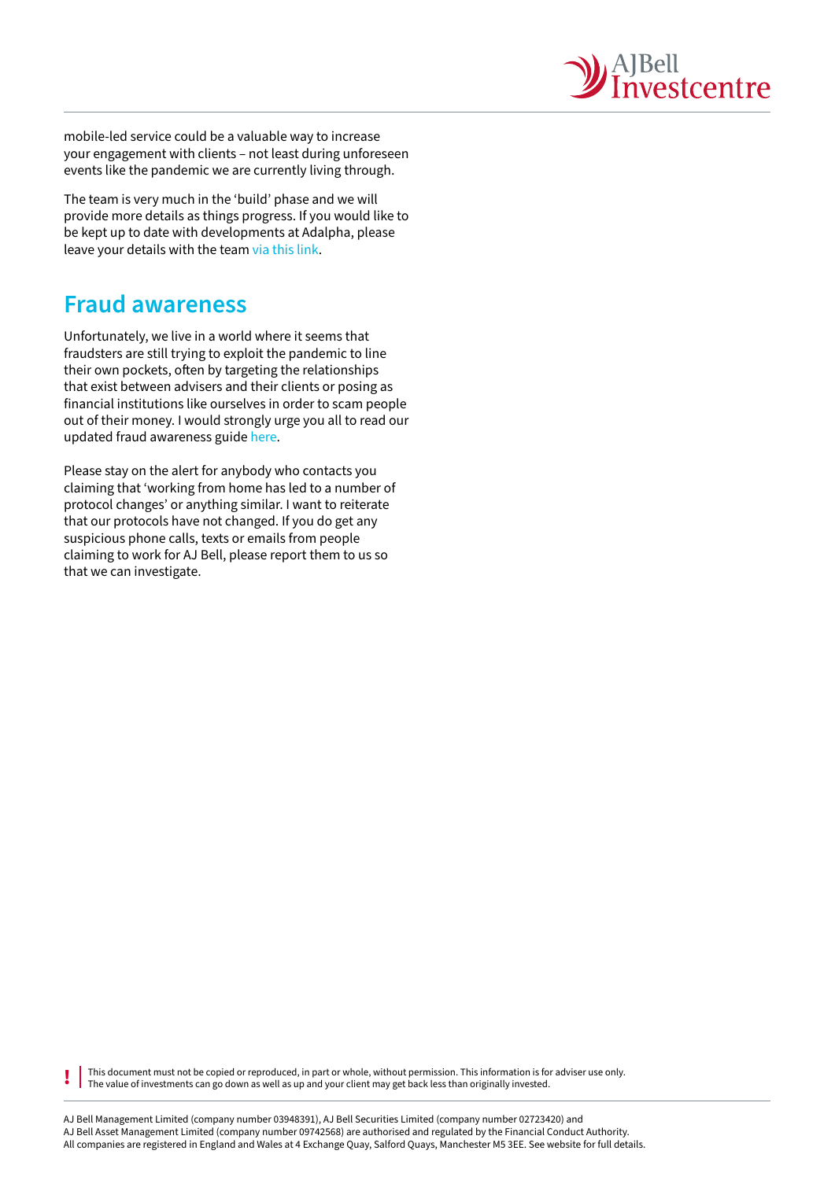mobile-led service could be a valuable way to increase your engagement with clients – not least during unforeseen events like the pandemic we are currently living through.

The team is very much in the 'build' phase and we will provide more details as things progress. If you would like to be kept up to date with developments at Adalpha, please leave your details with the team via this link.

## Fraud awareness

Unfortunately, we live in a world where it seems that fraudsters are still trying to exploit the pandemic to line their own pockets, often by targeting the relationships that exist between advisers and their clients or posing as financial institutions like ourselves in order to scam people out of their money. I would strongly urge you all to read our updated fraud awareness guide here.

Please stay on the alert for anybody who contacts you claiming that 'working from home has led to a number of protocol changes' or anything similar. I want to reiterate that our protocols have not changed. If you do get any suspicious phone calls, texts or emails from people claiming to work for AJ Bell, please report them to us so that we can investigate.

! This document must not be copied or reproduced, in part or whole, without permission. This information is for adviser use only. The value of investments can go down as well as up and your client may get back less than originally invested.

AJ Bell Management Limited (company number 03948391), AJ Bell Securities Limited (company number 02723420) and AJ Bell Asset Management Limited (company number 09742568) are authorised and regulated by the Financial Conduct Authority. All companies are registered in England and Wales at 4 Exchange Quay, Salford Quays, Manchester M5 3EE. See website for full details.